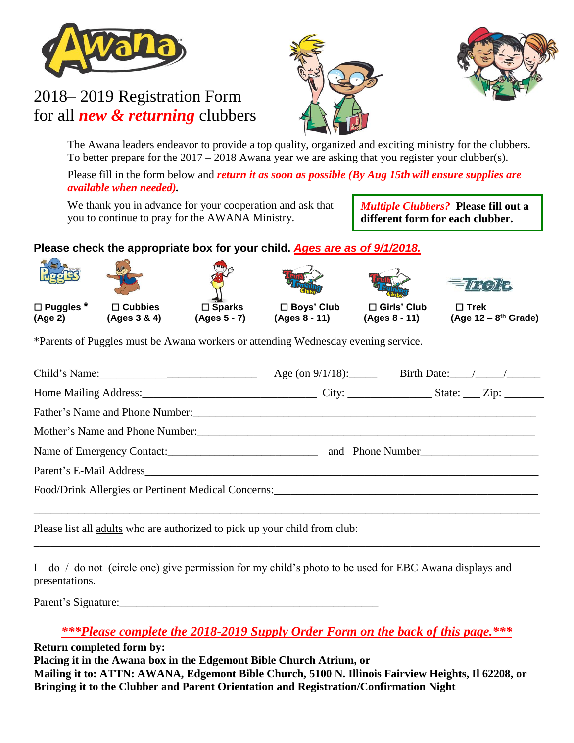# 2018– 2019 Registration Form for all ***new & returning*** clubbers

The Awana leaders endeavor to provide a top quality, organized and exciting ministry for the clubbers. To better prepare for the 2017 – 2018 Awana year we are asking that you register your clubber(s).

Please fill in the form below and ***return it as soon as possible (By Aug 15th will ensure supplies are available when needed)*.**

We thank you in advance for your cooperation and ask that you to continue to pray for the AWANA Ministry.

> ***Multiple Clubbers?*** **Please fill out a different form for each clubber.**

**Please check the appropriate box for your child. *Ages are as of 9/1/2018.***

| ☐ Puggles * | ☐ Cubbies | ☐ Sparks | ☐ Boys' Club | ☐ Girls' Club | ☐ Trek |
|---|---|---|---|---|---|
| (Age 2) | (Ages 3 & 4) | (Ages 5 - 7) | (Ages 8 - 11) | (Ages 8 - 11) | (Age 12 – 8th Grade) |

*Parents of Puggles must be Awana workers or attending Wednesday evening service.

Child's Name:____________________________ Age (on 9/1/18):_____ Birth Date:____/_____/______

Home Mailing Address:______________________________ City: _______________ State: ___ Zip: _______

Father's Name and Phone Number:_____________________________________________________________

Mother's Name and Phone Number:____________________________________________________________

Name of Emergency Contact:___________________________ and Phone Number_____________________

Parent's E-Mail Address_____________________________________________________________________

Food/Drink Allergies or Pertinent Medical Concerns:______________________________________________

_____________________________________________________________________________________

Please list all adults who are authorized to pick up your child from club:

_____________________________________________________________________________________

I do / do not (circle one) give permission for my child's photo to be used for EBC Awana displays and presentations.

Parent's Signature:_______________________________________________

***\*\*\*Please complete the 2018-2019 Supply Order Form on the back of this page.\*\*\****

**Return completed form by:**
**Placing it in the Awana box in the Edgemont Bible Church Atrium, or**
**Mailing it to: ATTN: AWANA, Edgemont Bible Church, 5100 N. Illinois Fairview Heights, Il 62208, or**
**Bringing it to the Clubber and Parent Orientation and Registration/Confirmation Night**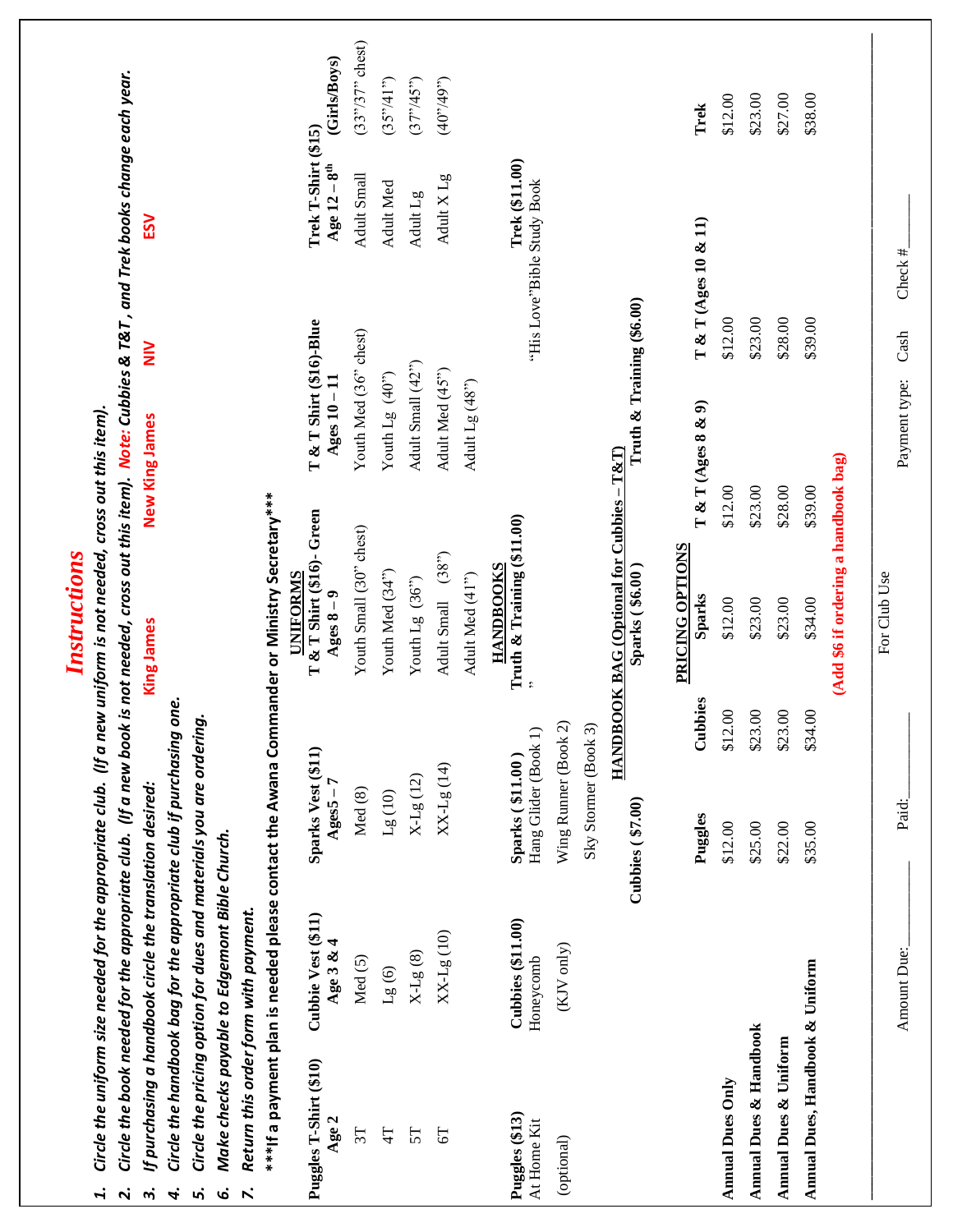# Instructions

1. *Circle the uniform size needed for the appropriate club. (If a new uniform is not needed, cross out this item).*
2. *Circle the book needed for the appropriate club. (If a new book is not needed, cross out this item).* **Note:** *Cubbies & T&T, and Trek books change each year.*
3. *If purchasing a handbook circle the translation desired:* **King James** **New King James** **NIV** **ESV**
4. *Circle the handbook bag for the appropriate club if purchasing one.*
5. *Circle the pricing option for dues and materials you are ordering.*
6. *Make checks payable to Edgemont Bible Church.*
7. *Return this order form with payment.*

**\*\*\*If a payment plan is needed please contact the Awana Commander or Ministry Secretary\*\*\***

## UNIFORMS

| Puggles T-Shirt ($10) Age 2 | Cubbie Vest ($11) Age 3 & 4 | Sparks Vest ($11) Ages 5 – 7 | T & T Shirt ($16)- Green Ages 8 – 9 | T & T Shirt ($16)-Blue Ages 10 – 11 | Trek T-Shirt ($15) Age 12 – 8th (Girls/Boys) |
|---|---|---|---|---|---|
| 3T | Med (5) | Med (8) | Youth Small (30" chest) | Youth Med (36" chest) | Adult Small (33"/37" chest) |
| 4T | Lg (6) | Lg (10) | Youth Med (34") | Youth Lg (40") | Adult Med (35"/41") |
| 5T | X-Lg (8) | X-Lg (12) | Youth Lg (36") | Adult Small (42") | Adult Lg (37"/45") |
| 6T | XX-Lg (10) | XX-Lg (14) | Adult Small (38") | Adult Med (45") | Adult X Lg (40"/49") |
| | | | Adult Med (41") | Adult Lg (48") | |

## HANDBOOKS

| Puggles ($13) | Cubbies ($11.00) | Sparks ( $11.00 ) | Truth & Training ($11.00) | Trek ($11.00) |
|---|---|---|---|---|
| At Home Kit | Honeycomb | Hang Glider (Book 1) | " | "His Love" Bible Study Book |
| (optional) | (KJV only) | Wing Runner (Book 2) | | |
| | | Sky Stormer (Book 3) | | |

## HANDBOOK BAG (Optional for Cubbies – T&T)

Cubbies ( $7.00) Sparks ( $6.00 ) Truth & Training ($6.00)

## PRICING OPTIONS

| | Puggles | Cubbies | Sparks | T & T (Ages 8 & 9) | T & T (Ages 10 & 11) | Trek |
|---|---|---|---|---|---|---|
| **Annual Dues Only** | $12.00 | $12.00 | $12.00 | $12.00 | $12.00 | $12.00 |
| **Annual Dues & Handbook** | $25.00 | $23.00 | $23.00 | $23.00 | $23.00 | $23.00 |
| **Annual Dues & Uniform** | $22.00 | $23.00 | $23.00 | $28.00 | $28.00 | $27.00 |
| **Annual Dues, Handbook & Uniform** | $35.00 | $34.00 | $34.00 | $39.00 | $39.00 | $38.00 |

**(Add $6 if ordering a handbook bag)**

---

For Club Use

Amount Due:__________ Paid:__________ Payment type: Cash Check #________